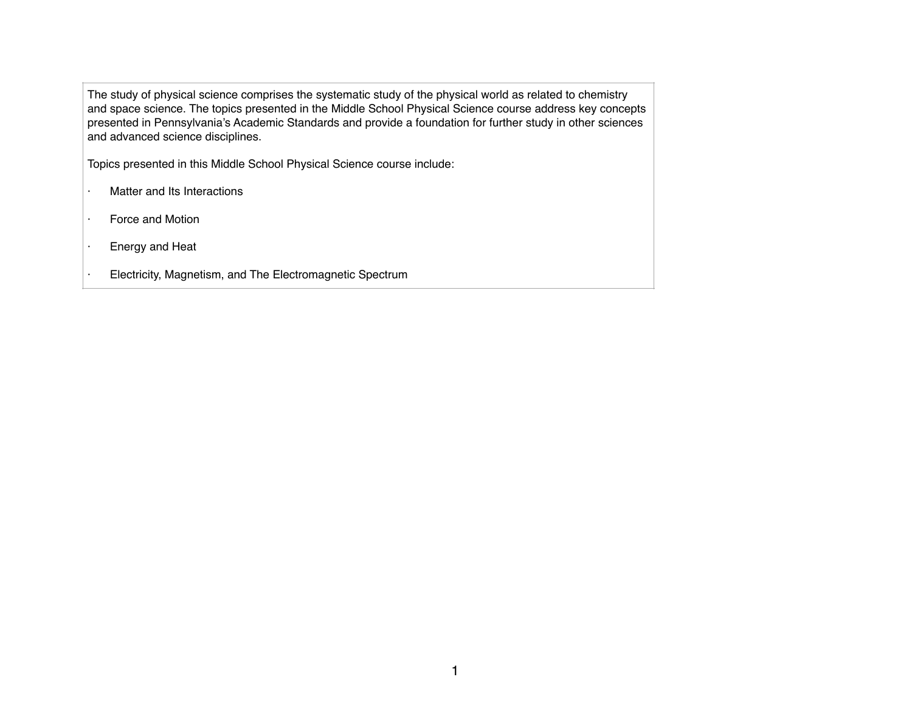The study of physical science comprises the systematic study of the physical world as related to chemistry and space science. The topics presented in the Middle School Physical Science course address key concepts presented in Pennsylvania's Academic Standards and provide a foundation for further study in other sciences and advanced science disciplines.

Topics presented in this Middle School Physical Science course include:

- Matter and Its Interactions
- Force and Motion
- Energy and Heat
- Electricity, Magnetism, and The Electromagnetic Spectrum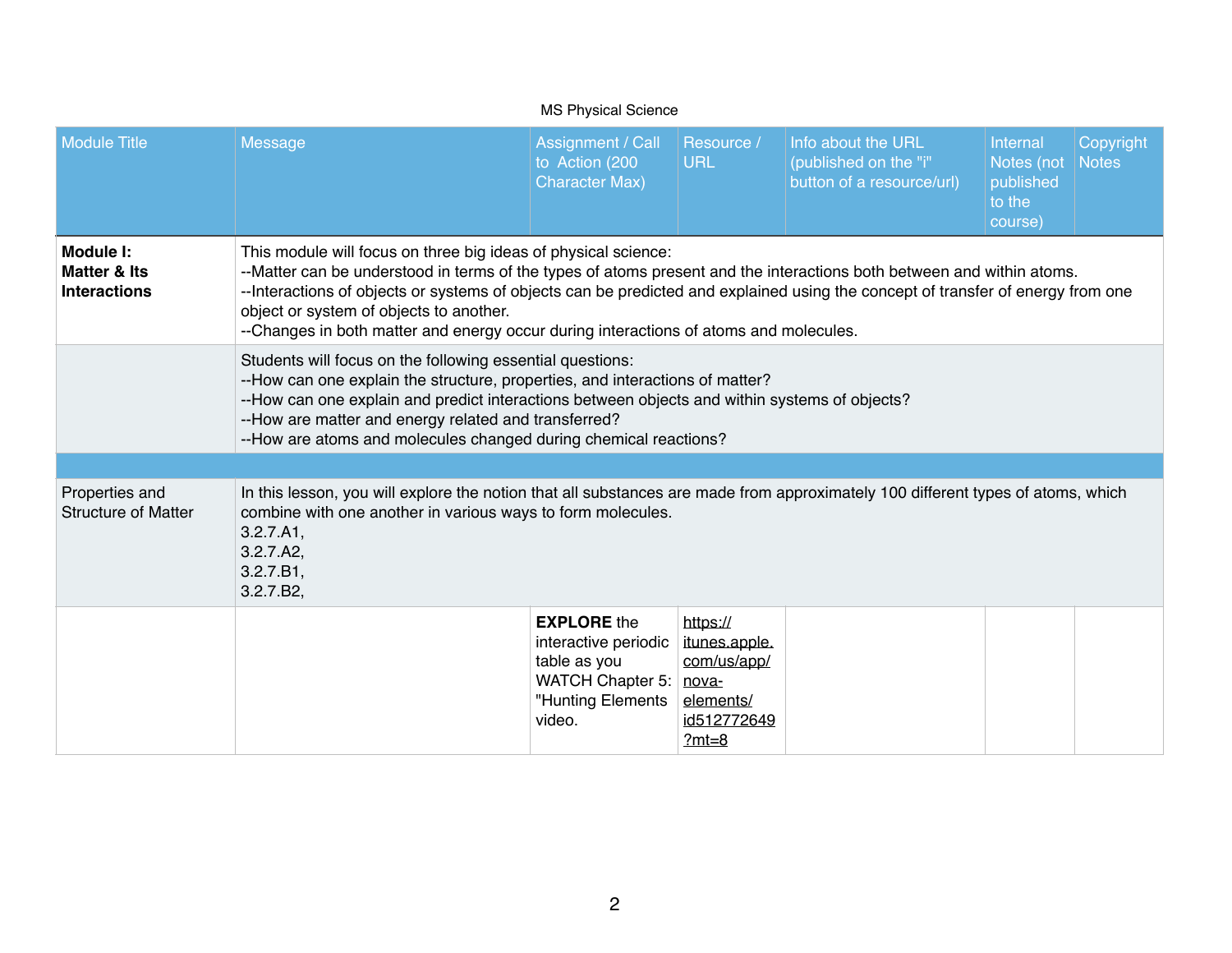MS Physical Science

| Module Title | Message | Assignment / Call to Action (200 Character Max) | Resource / URL | Info about the URL (published on the "i" button of a resource/url) | Internal Notes (not published to the course) | Copyright Notes |
|---|---|---|---|---|---|---|
| **Module I: Matter & Its Interactions** | This module will focus on three big ideas of physical science:<br>--Matter can be understood in terms of the types of atoms present and the interactions both between and within atoms.<br>--Interactions of objects or systems of objects can be predicted and explained using the concept of transfer of energy from one object or system of objects to another.<br>--Changes in both matter and energy occur during interactions of atoms and molecules. | | | | | |
| | Students will focus on the following essential questions:<br>--How can one explain the structure, properties, and interactions of matter?<br>--How can one explain and predict interactions between objects and within systems of objects?<br>--How are matter and energy related and transferred?<br>--How are atoms and molecules changed during chemical reactions? | | | | | |
| | | | | | | |
| Properties and Structure of Matter | In this lesson, you will explore the notion that all substances are made from approximately 100 different types of atoms, which combine with one another in various ways to form molecules.<br>3.2.7.A1,<br>3.2.7.A2,<br>3.2.7.B1,<br>3.2.7.B2, | | | | | |
| | | **EXPLORE** the interactive periodic table as you WATCH Chapter 5: "Hunting Elements video. | https://itunes.apple.com/us/app/nova-elements/id512772649?mt=8 | | | |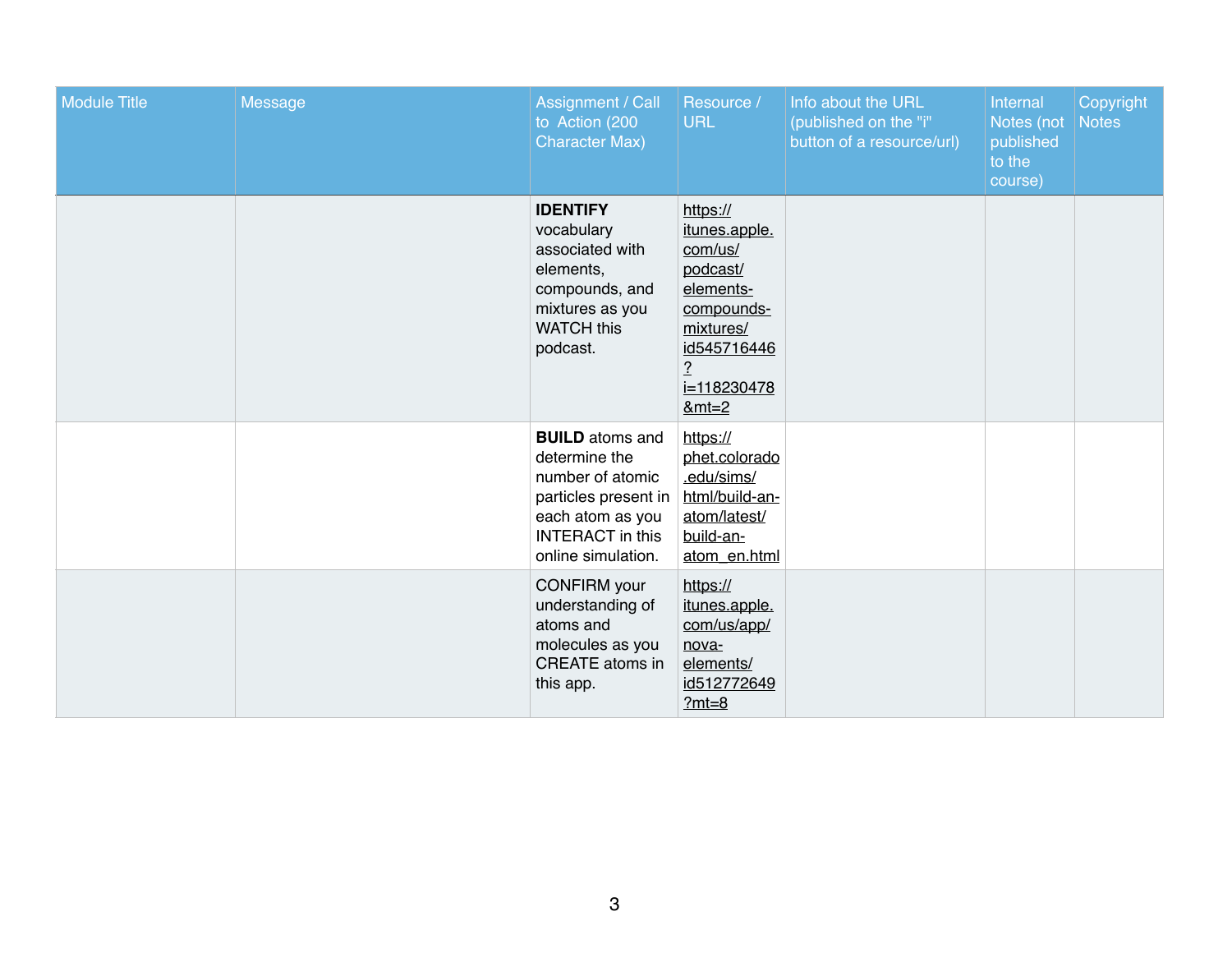| Module Title | Message | Assignment / Call to Action (200 Character Max) | Resource / URL | Info about the URL (published on the "i" button of a resource/url) | Internal Notes (not published to the course) | Copyright Notes |
|---|---|---|---|---|---|---|
| | | **IDENTIFY** vocabulary associated with elements, compounds, and mixtures as you WATCH this podcast. | https://itunes.apple.com/us/podcast/elements-compounds-mixtures/id545716446?i=118230478&mt=2 | | | |
| | | **BUILD** atoms and determine the number of atomic particles present in each atom as you INTERACT in this online simulation. | https://phet.colorado.edu/sims/html/build-an-atom/latest/build-an-atom_en.html | | | |
| | | CONFIRM your understanding of atoms and molecules as you CREATE atoms in this app. | https://itunes.apple.com/us/app/nova-elements/id512772649?mt=8 | | | |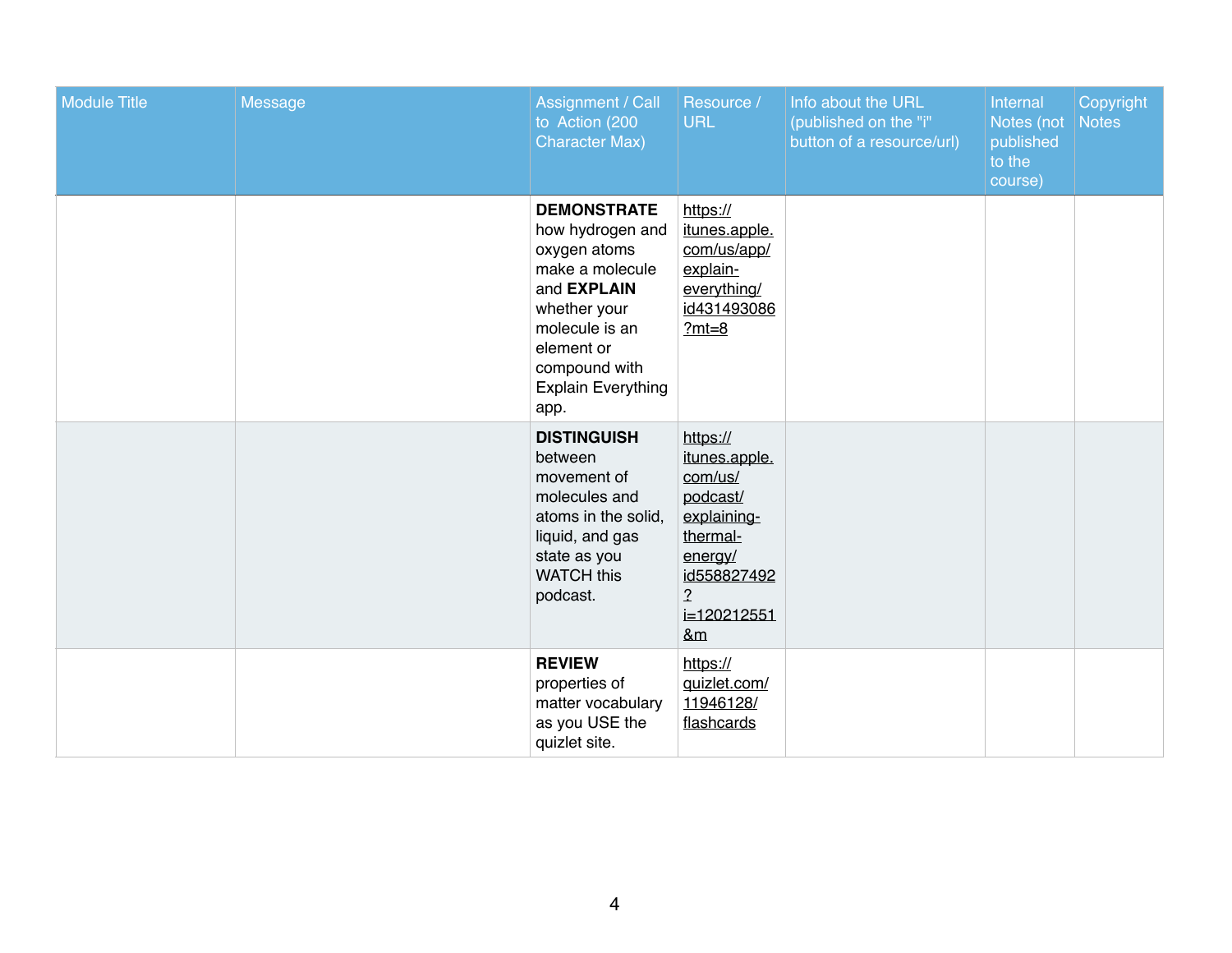| Module Title | Message | Assignment / Call to Action (200 Character Max) | Resource / URL | Info about the URL (published on the "i" button of a resource/url) | Internal Notes (not published to the course) | Copyright Notes |
|---|---|---|---|---|---|---|
| | | **DEMONSTRATE** how hydrogen and oxygen atoms make a molecule and **EXPLAIN** whether your molecule is an element or compound with Explain Everything app. | https://itunes.apple.com/us/app/explain-everything/id431493086?mt=8 | | | |
| | | **DISTINGUISH** between movement of molecules and atoms in the solid, liquid, and gas state as you WATCH this podcast. | https://itunes.apple.com/us/podcast/explaining-thermal-energy/id558827492?i=120212551&m | | | |
| | | **REVIEW** properties of matter vocabulary as you USE the quizlet site. | https://quizlet.com/11946128/flashcards | | | |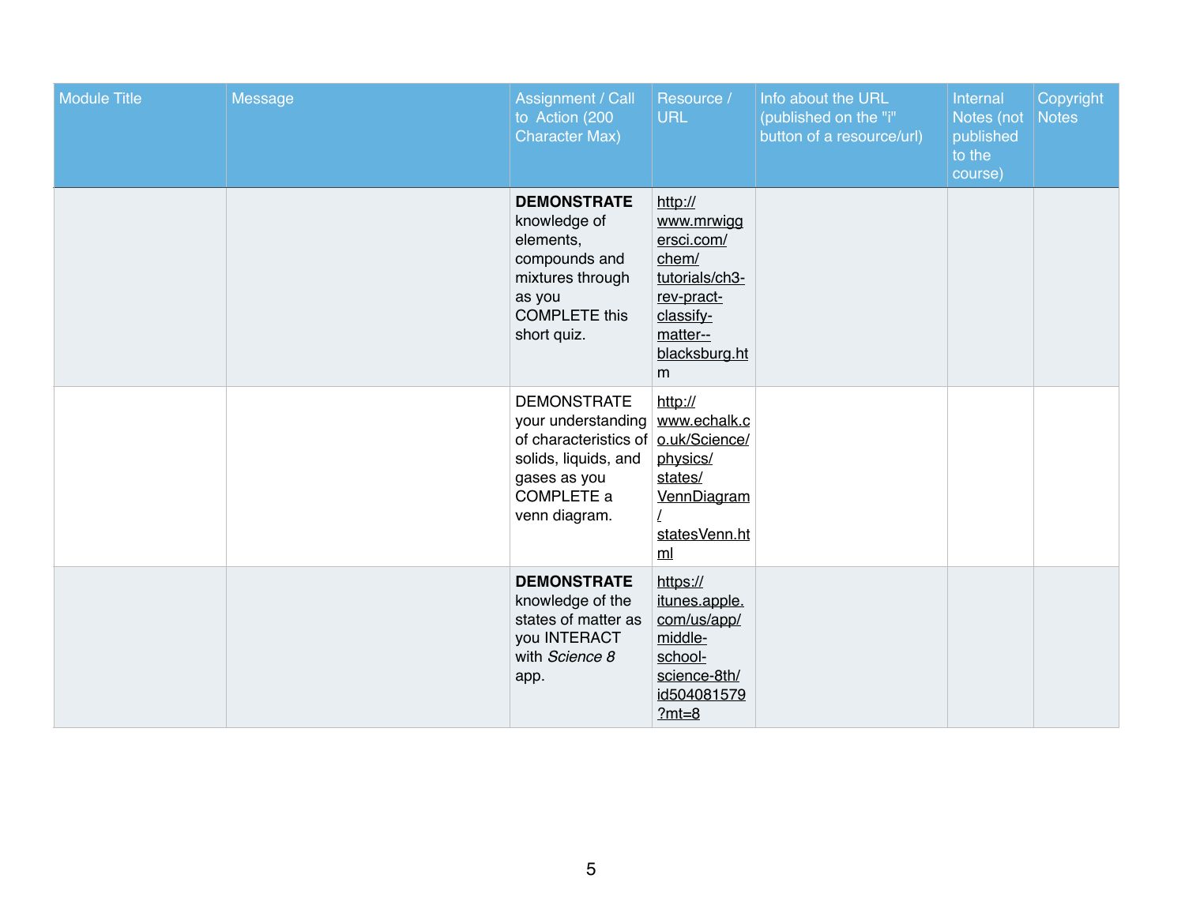| Module Title | Message | Assignment / Call to Action (200 Character Max) | Resource / URL | Info about the URL (published on the "i" button of a resource/url) | Internal Notes (not published to the course) | Copyright Notes |
|---|---|---|---|---|---|---|
| | | **DEMONSTRATE** knowledge of elements, compounds and mixtures through as you COMPLETE this short quiz. | http://www.mrwiggersci.com/chem/tutorials/ch3-rev-pract-classify-matter--blacksburg.htm | | | |
| | | DEMONSTRATE your understanding of characteristics of solids, liquids, and gases as you COMPLETE a venn diagram. | http://www.echalk.co.uk/Science/physics/states/VennDiagram/statesVenn.html | | | |
| | | **DEMONSTRATE** knowledge of the states of matter as you INTERACT with *Science 8* app. | https://itunes.apple.com/us/app/middle-school-science-8th/id504081579?mt=8 | | | |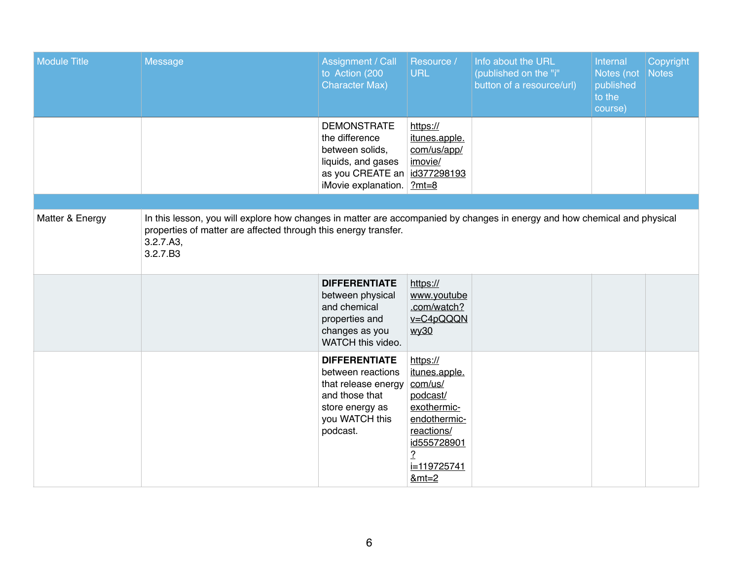| Module Title | Message | Assignment / Call to Action (200 Character Max) | Resource / URL | Info about the URL (published on the "i" button of a resource/url) | Internal Notes (not published to the course) | Copyright Notes |
|---|---|---|---|---|---|---|
| | | DEMONSTRATE the difference between solids, liquids, and gases as you CREATE an iMovie explanation. | https://itunes.apple.com/us/app/imovie/id377298193?mt=8 | | | |
| | | | | | | |
| Matter & Energy | In this lesson, you will explore how changes in matter are accompanied by changes in energy and how chemical and physical properties of matter are affected through this energy transfer.<br>3.2.7.A3,<br>3.2.7.B3 | | | | | |
| | | **DIFFERENTIATE** between physical and chemical properties and changes as you WATCH this video. | https://www.youtube.com/watch?v=C4pQQQNwy30 | | | |
| | | **DIFFERENTIATE** between reactions that release energy and those that store energy as you WATCH this podcast. | https://itunes.apple.com/us/podcast/exothermic-endothermic-reactions/id555728901?i=119725741&mt=2 | | | |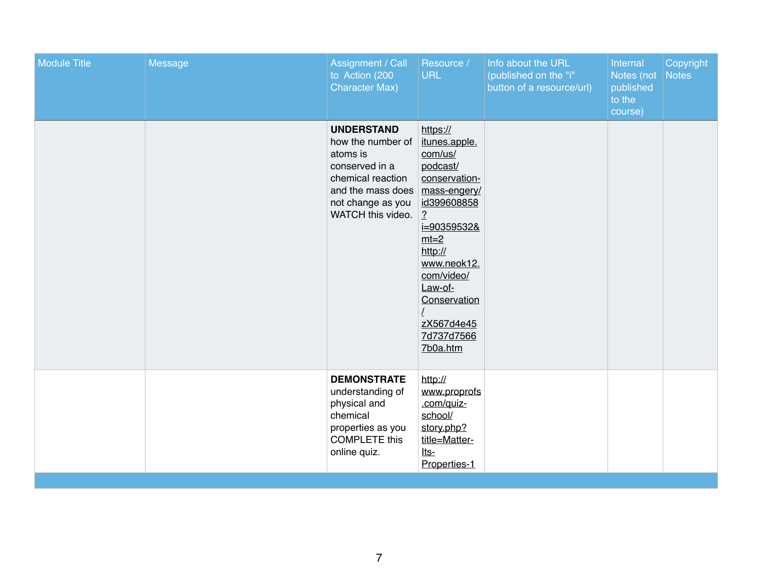| Module Title | Message | Assignment / Call to Action (200 Character Max) | Resource / URL | Info about the URL (published on the "i" button of a resource/url) | Internal Notes (not published to the course) | Copyright Notes |
|---|---|---|---|---|---|---|
| | | **UNDERSTAND** how the number of atoms is conserved in a chemical reaction and the mass does not change as you WATCH this video. | https://itunes.apple.com/us/podcast/conservation-mass-engery/id399608858?i=90359532&mt=2 http://www.neok12.com/video/Law-of-Conservation/zX567d4e457d737d75667b0a.htm | | | |
| | | **DEMONSTRATE** understanding of physical and chemical properties as you COMPLETE this online quiz. | http://www.proprofs.com/quiz-school/story.php?title=Matter-Its-Properties-1 | | | |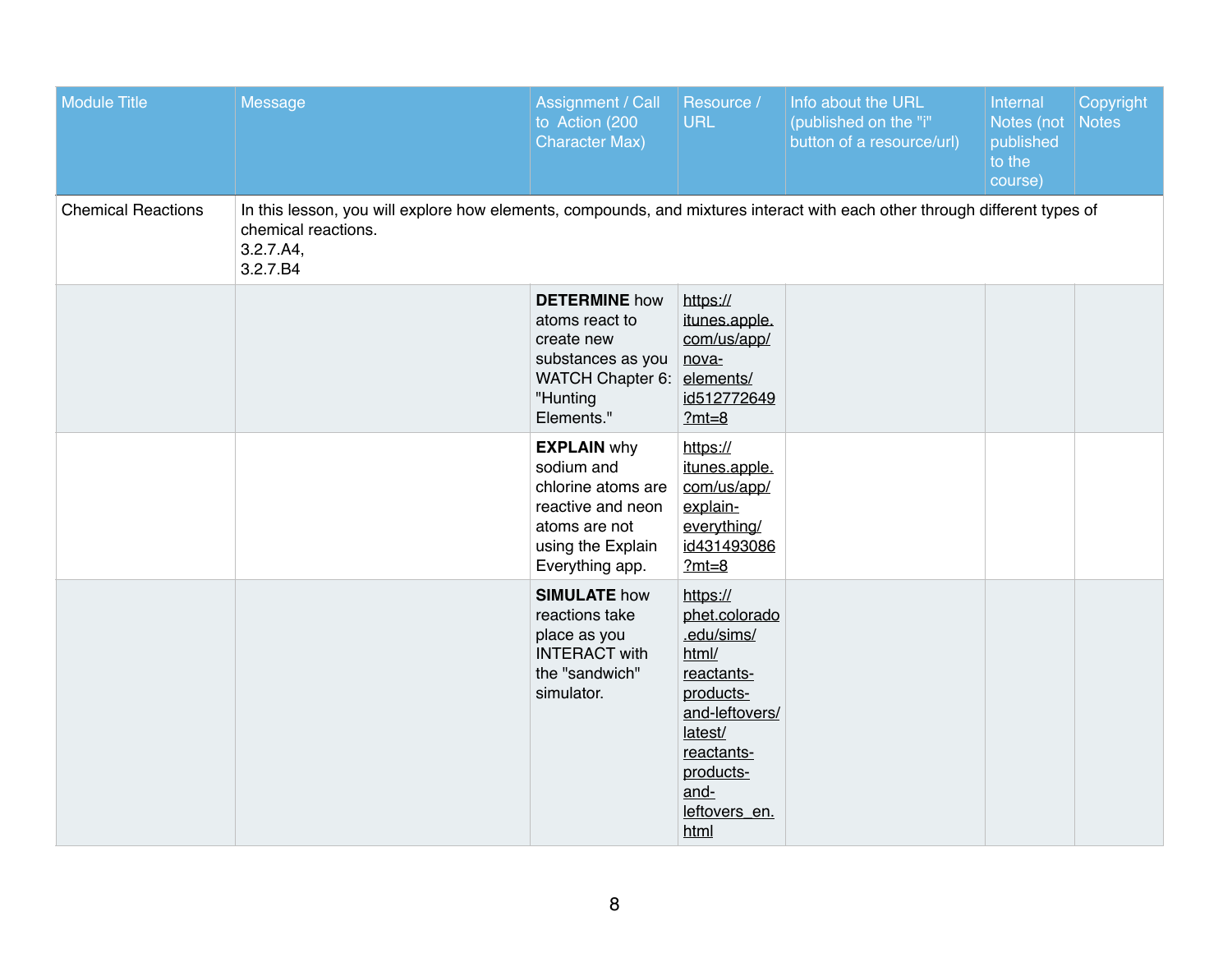| Module Title | Message | Assignment / Call to Action (200 Character Max) | Resource / URL | Info about the URL (published on the "i" button of a resource/url) | Internal Notes (not published to the course) | Copyright Notes |
|---|---|---|---|---|---|---|
| Chemical Reactions | In this lesson, you will explore how elements, compounds, and mixtures interact with each other through different types of chemical reactions.<br>3.2.7.A4,<br>3.2.7.B4 | | | | | |
| | | **DETERMINE** how atoms react to create new substances as you WATCH Chapter 6: "Hunting Elements." | https://itunes.apple.com/us/app/nova-elements/id512772649?mt=8 | | | |
| | | **EXPLAIN** why sodium and chlorine atoms are reactive and neon atoms are not using the Explain Everything app. | https://itunes.apple.com/us/app/explain-everything/id431493086?mt=8 | | | |
| | | **SIMULATE** how reactions take place as you INTERACT with the "sandwich" simulator. | https://phet.colorado.edu/sims/html/reactants-products-and-leftovers/latest/reactants-products-and-leftovers_en.html | | | |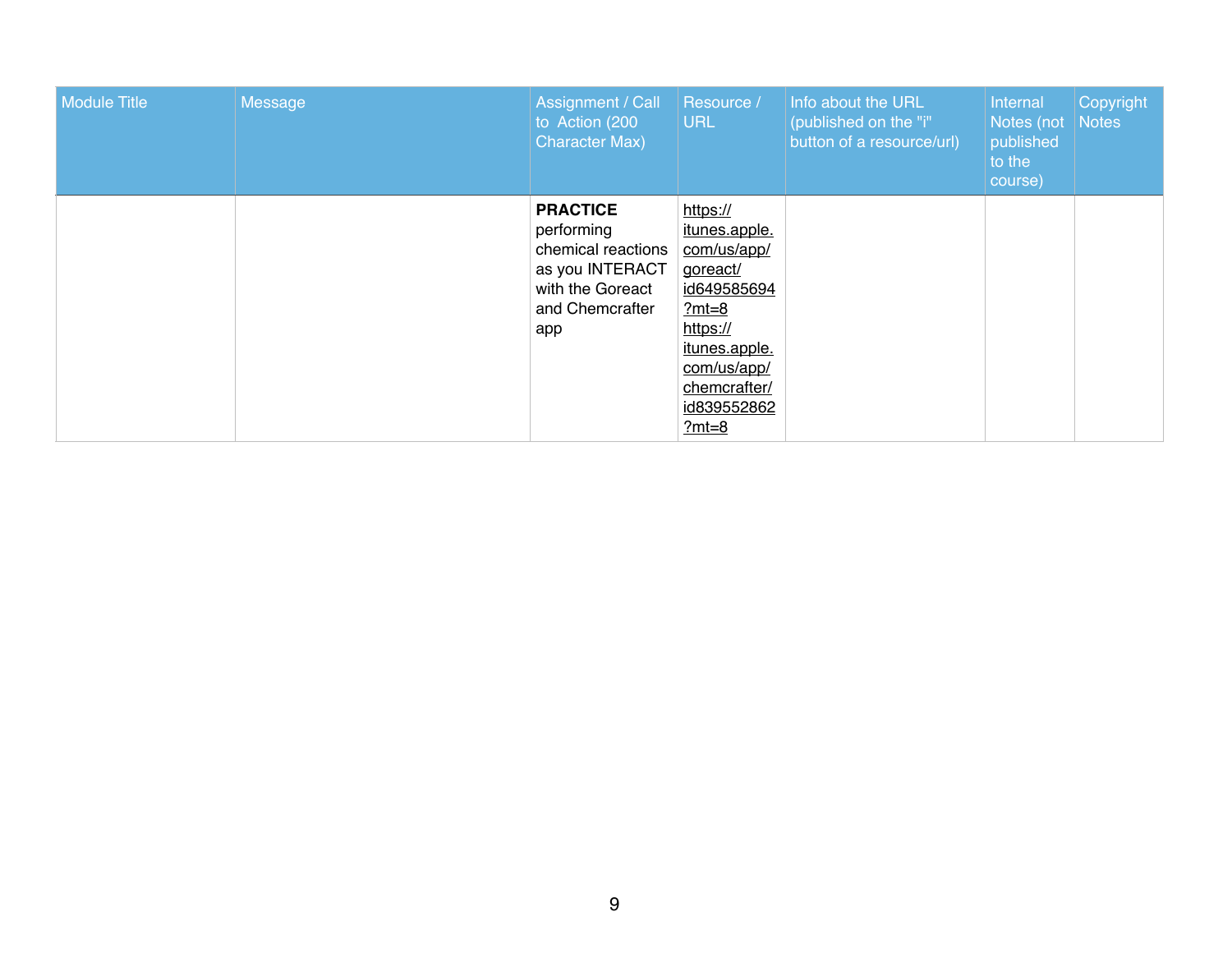| Module Title | Message | Assignment / Call to Action (200 Character Max) | Resource / URL | Info about the URL (published on the "i" button of a resource/url) | Internal Notes (not published to the course) | Copyright Notes |
|---|---|---|---|---|---|---|
| | | **PRACTICE** performing chemical reactions as you INTERACT with the Goreact and Chemcrafter app | https://itunes.apple.com/us/app/goreact/id649585694?mt=8 https://itunes.apple.com/us/app/chemcrafter/id839552862?mt=8 | | | |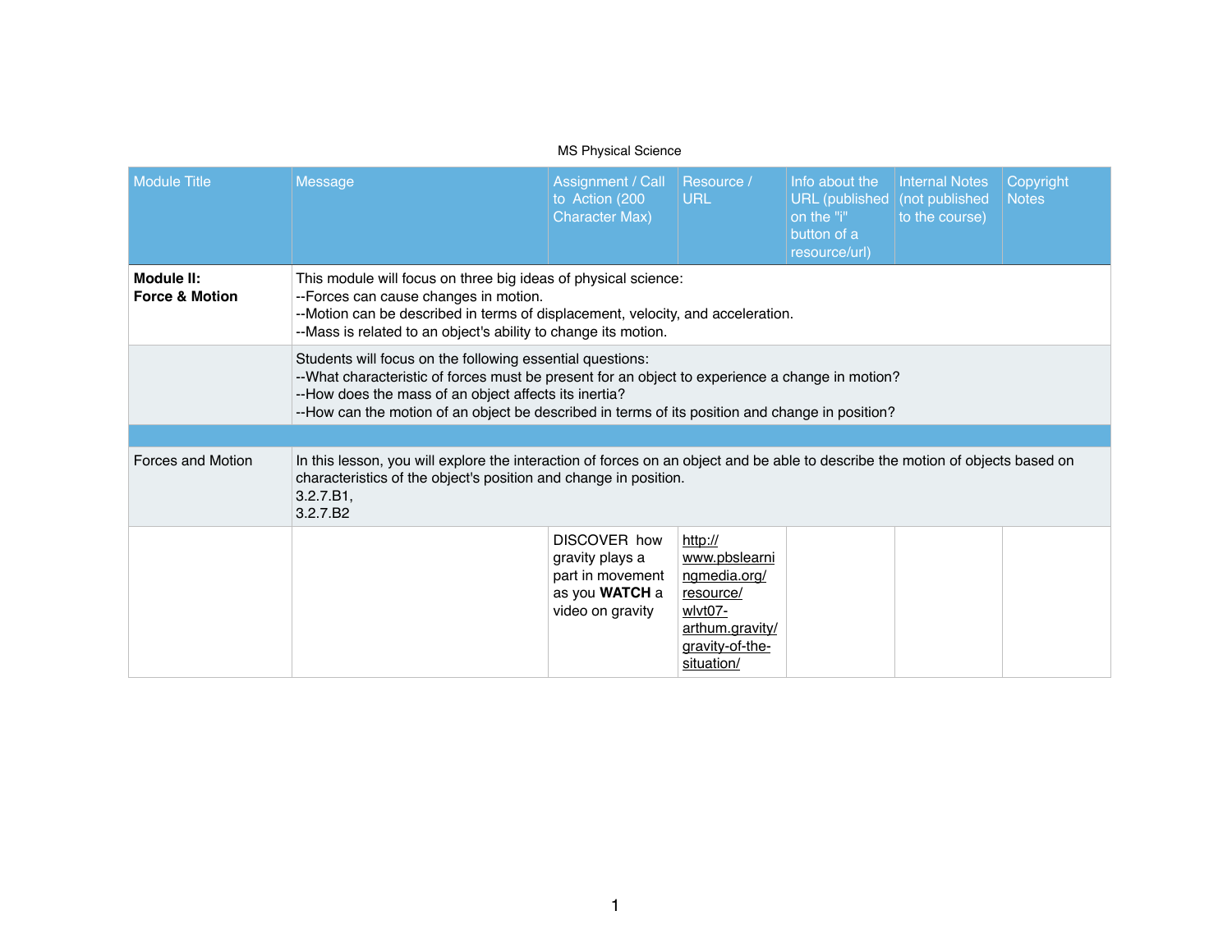MS Physical Science

| Module Title | Message | Assignment / Call to Action (200 Character Max) | Resource / URL | Info about the URL (published on the "i" button of a resource/url) | Internal Notes (not published to the course) | Copyright Notes |
|---|---|---|---|---|---|---|
| **Module II: Force & Motion** | This module will focus on three big ideas of physical science:<br>--Forces can cause changes in motion.<br>--Motion can be described in terms of displacement, velocity, and acceleration.<br>--Mass is related to an object's ability to change its motion. | | | | | |
| | Students will focus on the following essential questions:<br>--What characteristic of forces must be present for an object to experience a change in motion?<br>--How does the mass of an object affects its inertia?<br>--How can the motion of an object be described in terms of its position and change in position? | | | | | |
| | | | | | | |
| Forces and Motion | In this lesson, you will explore the interaction of forces on an object and be able to describe the motion of objects based on characteristics of the object's position and change in position.<br>3.2.7.B1,<br>3.2.7.B2 | | | | | |
| | | DISCOVER how gravity plays a part in movement as you **WATCH** a video on gravity | http://www.pbslearningmedia.org/resource/wlvt07-arthum.gravity/gravity-of-the-situation/ | | | |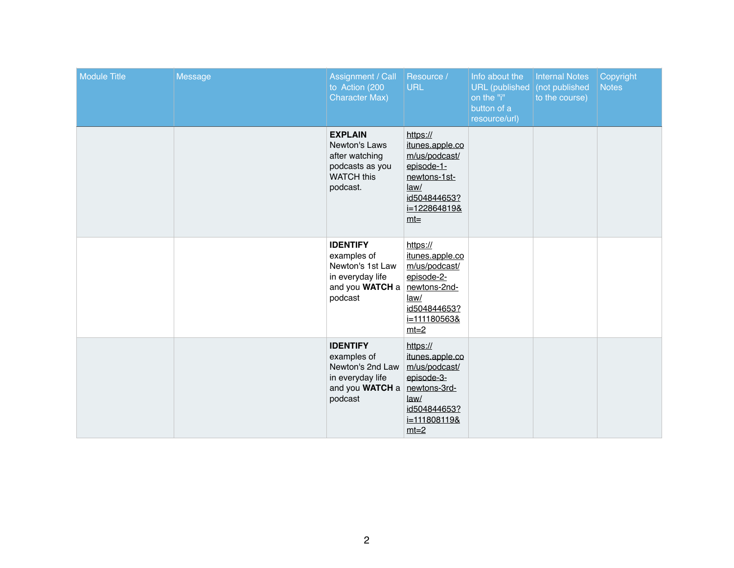| Module Title | Message | Assignment / Call to Action (200 Character Max) | Resource / URL | Info about the URL (published on the "i" button of a resource/url) | Internal Notes (not published to the course) | Copyright Notes |
|---|---|---|---|---|---|---|
| | | **EXPLAIN** Newton's Laws after watching podcasts as you WATCH this podcast. | https://itunes.apple.com/us/podcast/episode-1-newtons-1st-law/id504844653?i=122864819&mt= | | | |
| | | **IDENTIFY** examples of Newton's 1st Law in everyday life and you **WATCH** a podcast | https://itunes.apple.com/us/podcast/episode-2-newtons-2nd-law/id504844653?i=111180563&mt=2 | | | |
| | | **IDENTIFY** examples of Newton's 2nd Law in everyday life and you **WATCH** a podcast | https://itunes.apple.com/us/podcast/episode-3-newtons-3rd-law/id504844653?i=111808119&mt=2 | | | |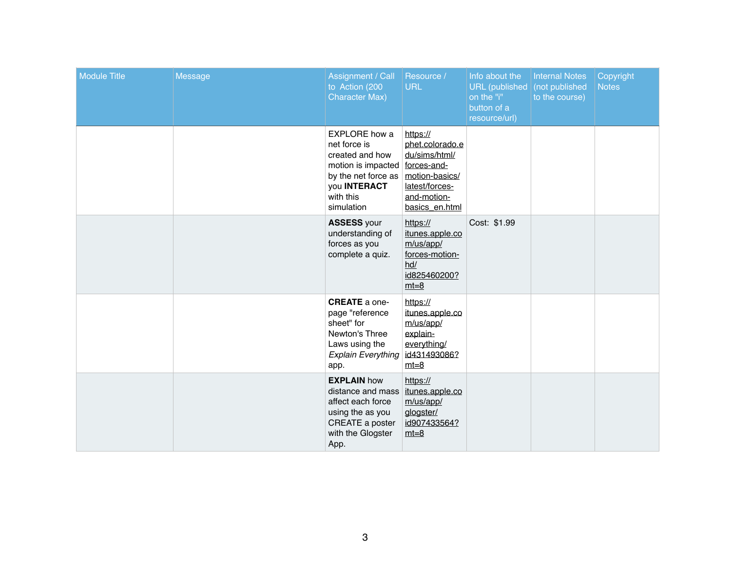| Module Title | Message | Assignment / Call to Action (200 Character Max) | Resource / URL | Info about the URL (published on the "i" button of a resource/url) | Internal Notes (not published to the course) | Copyright Notes |
|---|---|---|---|---|---|---|
| | | EXPLORE how a net force is created and how motion is impacted by the net force as you **INTERACT** with this simulation | https://phet.colorado.edu/sims/html/forces-and-motion-basics/latest/forces-and-motion-basics_en.html | | | |
| | | **ASSESS** your understanding of forces as you complete a quiz. | https://itunes.apple.com/us/app/forces-motion-hd/id825460200?mt=8 | Cost: $1.99 | | |
| | | **CREATE** a one-page "reference sheet" for Newton's Three Laws using the *Explain Everything* app. | https://itunes.apple.com/us/app/explain-everything/id431493086?mt=8 | | | |
| | | **EXPLAIN** how distance and mass affect each force using the as you CREATE a poster with the Glogster App. | https://itunes.apple.com/us/app/glogster/id907433564?mt=8 | | | |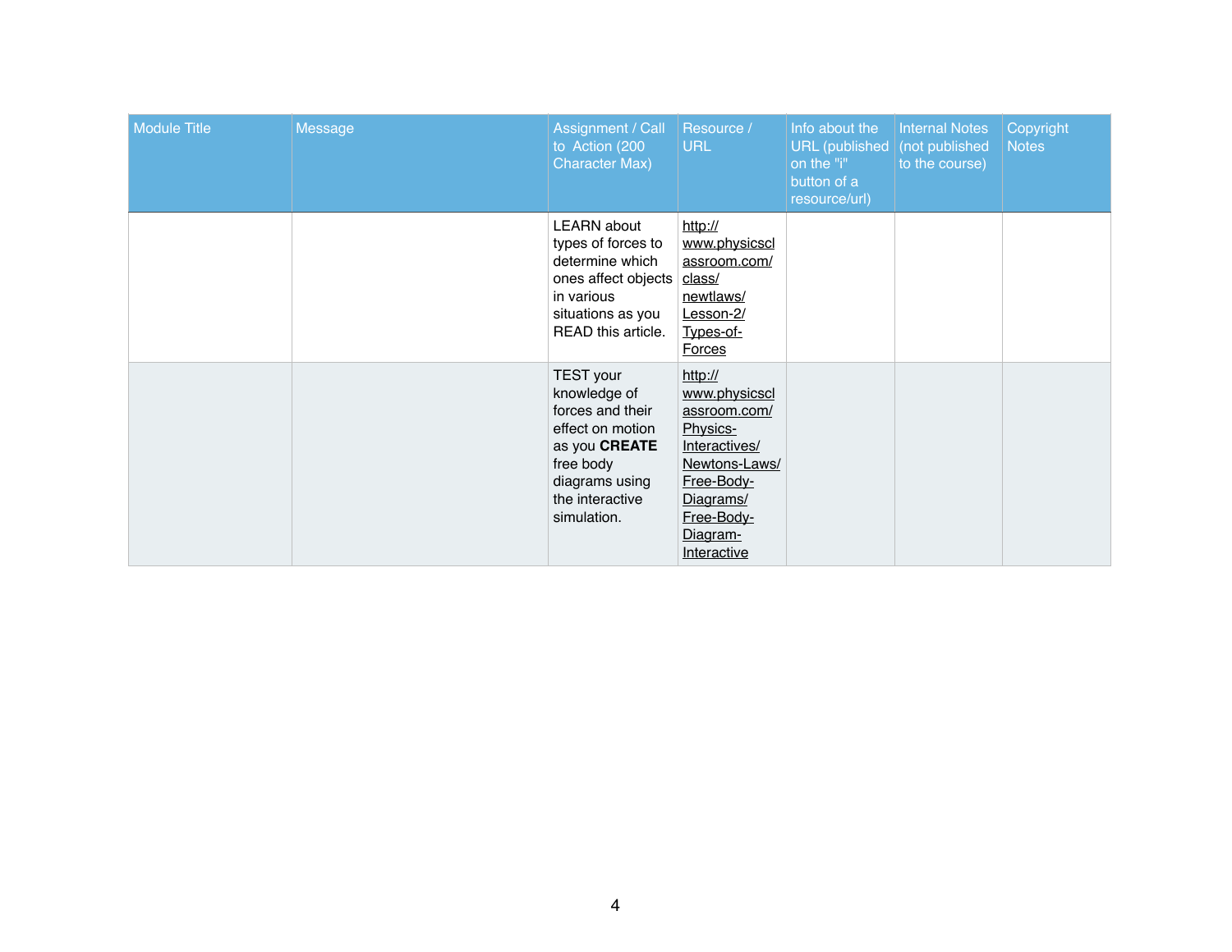| Module Title | Message | Assignment / Call to Action (200 Character Max) | Resource / URL | Info about the URL (published on the "i" button of a resource/url) | Internal Notes (not published to the course) | Copyright Notes |
|---|---|---|---|---|---|---|
| | | LEARN about types of forces to determine which ones affect objects in various situations as you READ this article. | http://www.physicsclassroom.com/class/newtlaws/Lesson-2/Types-of-Forces | | | |
| | | TEST your knowledge of forces and their effect on motion as you **CREATE** free body diagrams using the interactive simulation. | http://www.physicsclassroom.com/Physics-Interactives/Newtons-Laws/Free-Body-Diagrams/Free-Body-Diagram-Interactive | | | |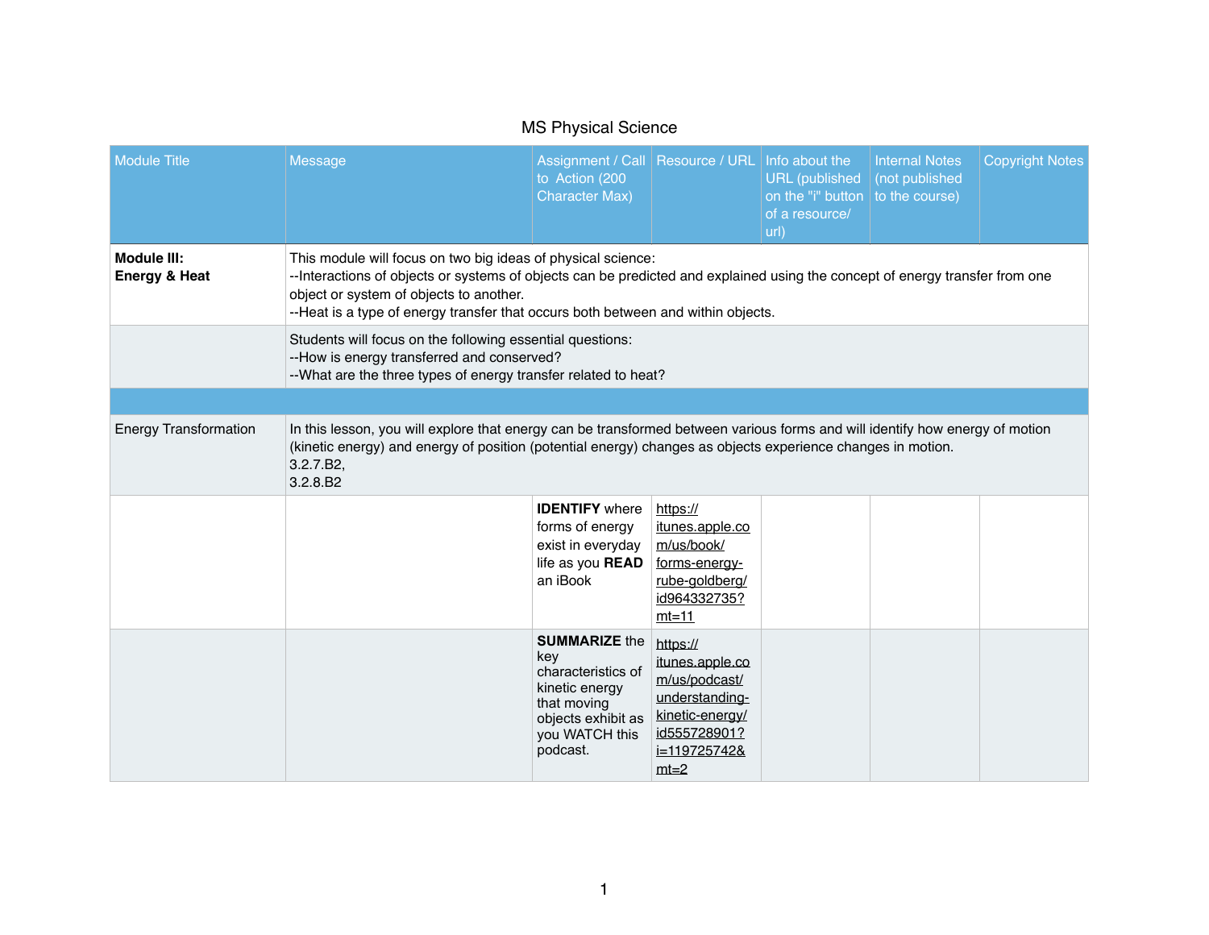MS Physical Science

| Module Title | Message | Assignment / Call to Action (200 Character Max) | Resource / URL | Info about the URL (published on the "i" button of a resource/ url) | Internal Notes (not published to the course) | Copyright Notes |
|---|---|---|---|---|---|---|
| **Module III: Energy & Heat** | This module will focus on two big ideas of physical science:<br>--Interactions of objects or systems of objects can be predicted and explained using the concept of energy transfer from one object or system of objects to another.<br>--Heat is a type of energy transfer that occurs both between and within objects. | | | | | |
| | Students will focus on the following essential questions:<br>--How is energy transferred and conserved?<br>--What are the three types of energy transfer related to heat? | | | | | |
| | | | | | | |
| Energy Transformation | In this lesson, you will explore that energy can be transformed between various forms and will identify how energy of motion (kinetic energy) and energy of position (potential energy) changes as objects experience changes in motion.<br>3.2.7.B2,<br>3.2.8.B2 | | | | | |
| | | **IDENTIFY** where forms of energy exist in everyday life as you **READ** an iBook | https://itunes.apple.com/us/book/forms-energy-rube-goldberg/id964332735?mt=11 | | | |
| | | **SUMMARIZE** the key characteristics of kinetic energy that moving objects exhibit as you WATCH this podcast. | https://itunes.apple.com/us/podcast/understanding-kinetic-energy/id555728901?i=119725742&mt=2 | | | |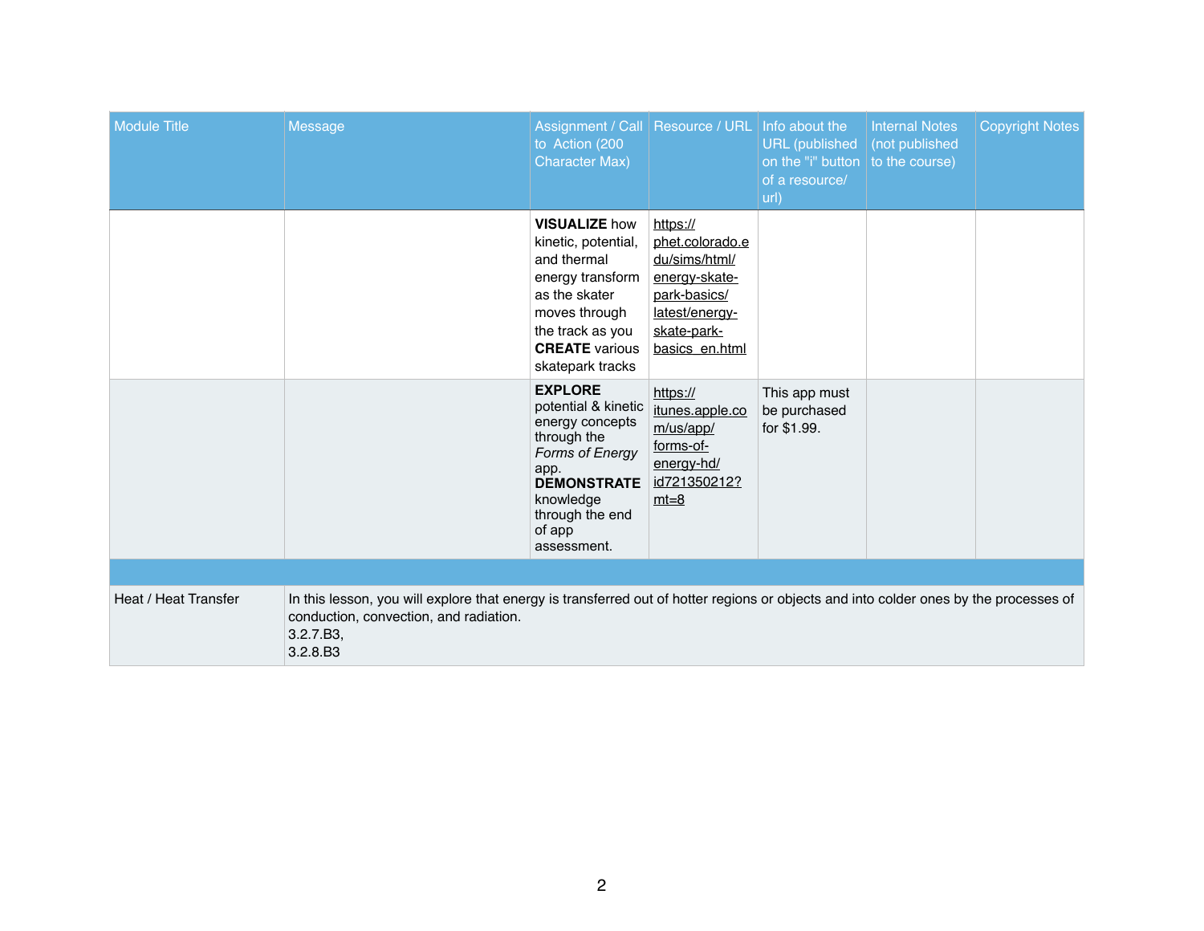| Module Title | Message | Assignment / Call to Action (200 Character Max) | Resource / URL | Info about the URL (published on the "i" button of a resource/ url) | Internal Notes (not published to the course) | Copyright Notes |
|---|---|---|---|---|---|---|
| | | **VISUALIZE** how kinetic, potential, and thermal energy transform as the skater moves through the track as you **CREATE** various skatepark tracks | https://phet.colorado.edu/sims/html/energy-skate-park-basics/latest/energy-skate-park-basics_en.html | | | |
| | | **EXPLORE** potential & kinetic energy concepts through the *Forms of Energy* app. **DEMONSTRATE** knowledge through the end of app assessment. | https://itunes.apple.com/us/app/forms-of-energy-hd/id721350212?mt=8 | This app must be purchased for $1.99. | | |
| | | | | | | |
| Heat / Heat Transfer | In this lesson, you will explore that energy is transferred out of hotter regions or objects and into colder ones by the processes of conduction, convection, and radiation.<br>3.2.7.B3,<br>3.2.8.B3 | | | | | |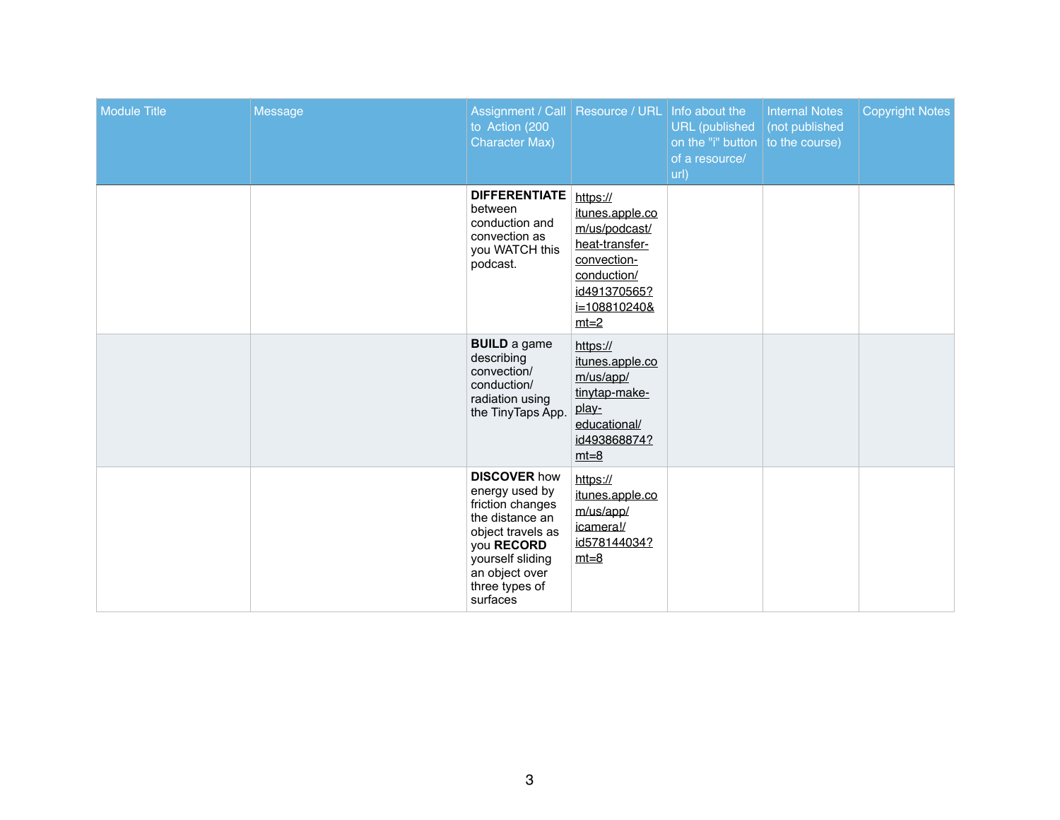| Module Title | Message | Assignment / Call to Action (200 Character Max) | Resource / URL | Info about the URL (published on the "i" button of a resource/ url) | Internal Notes (not published to the course) | Copyright Notes |
|---|---|---|---|---|---|---|
| | | **DIFFERENTIATE** between conduction and convection as you WATCH this podcast. | https://itunes.apple.com/us/podcast/heat-transfer-convection-conduction/id491370565?i=108810240&mt=2 | | | |
| | | **BUILD** a game describing convection/ conduction/ radiation using the TinyTaps App. | https://itunes.apple.com/us/app/tinytap-make-play-educational/id493868874?mt=8 | | | |
| | | **DISCOVER** how energy used by friction changes the distance an object travels as you **RECORD** yourself sliding an object over three types of surfaces | https://itunes.apple.com/us/app/icamera!/id578144034?mt=8 | | | |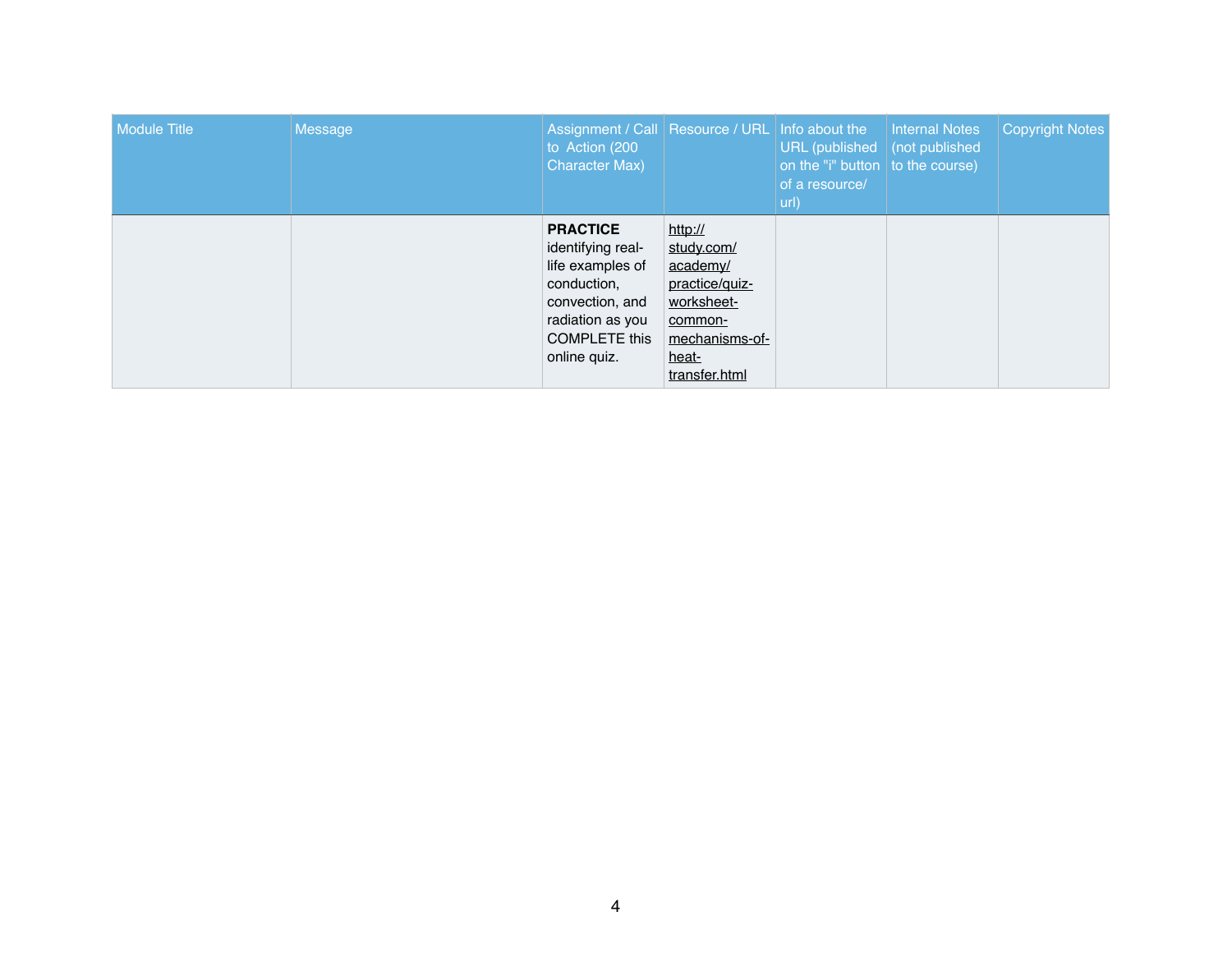| Module Title | Message | Assignment / Call to Action (200 Character Max) | Resource / URL | Info about the URL (published on the "i" button of a resource/ url) | Internal Notes (not published to the course) | Copyright Notes |
|---|---|---|---|---|---|---|
| | | **PRACTICE** identifying real-life examples of conduction, convection, and radiation as you COMPLETE this online quiz. | http://study.com/academy/practice/quiz-worksheet-common-mechanisms-of-heat-transfer.html | | | |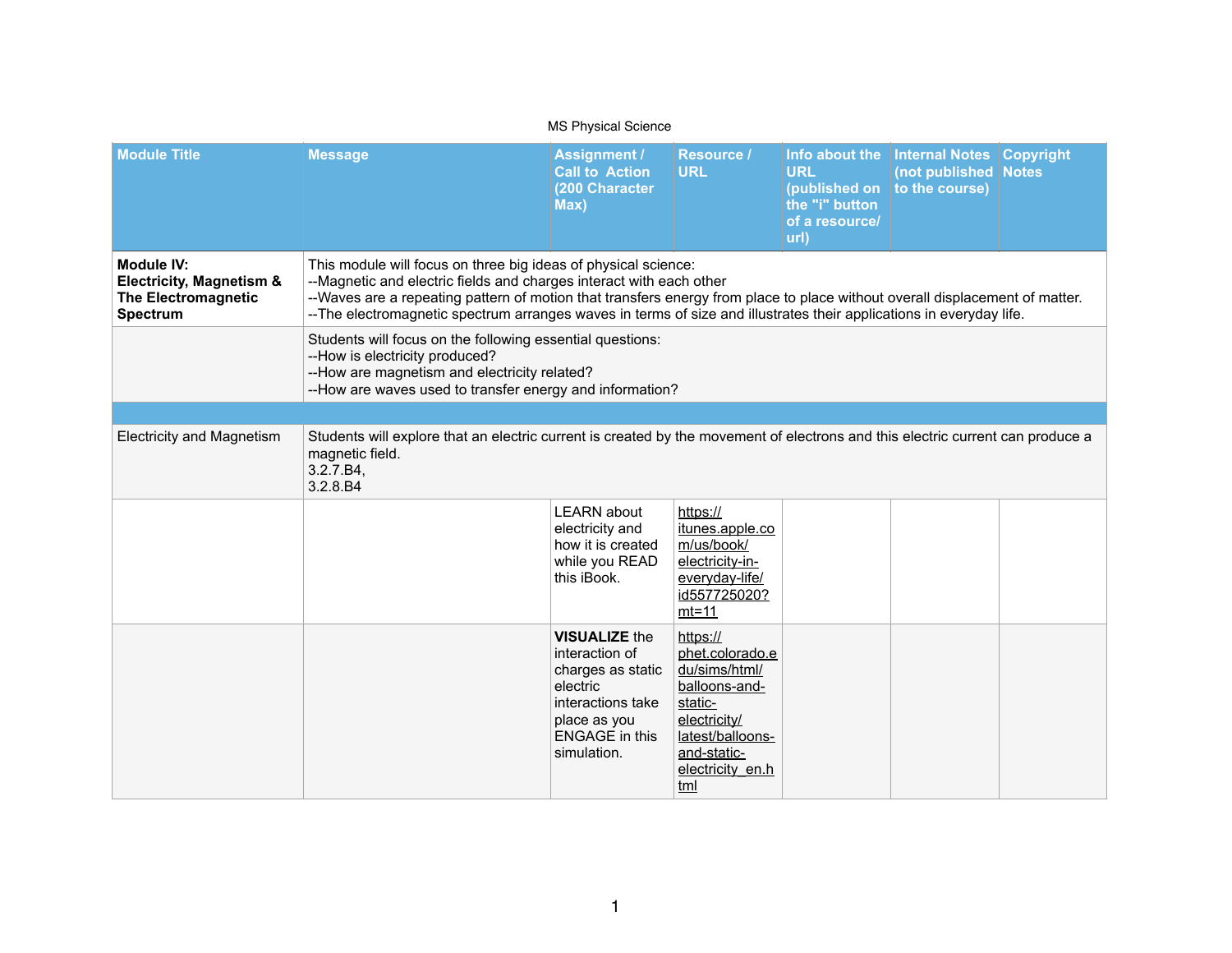MS Physical Science

| Module Title | Message | Assignment / Call to Action (200 Character Max) | Resource / URL | Info about the URL (published on the "i" button of a resource/ url) | Internal Notes (not published to the course) | Copyright Notes |
|---|---|---|---|---|---|---|
| **Module IV: Electricity, Magnetism & The Electromagnetic Spectrum** | This module will focus on three big ideas of physical science:<br>--Magnetic and electric fields and charges interact with each other<br>--Waves are a repeating pattern of motion that transfers energy from place to place without overall displacement of matter.<br>--The electromagnetic spectrum arranges waves in terms of size and illustrates their applications in everyday life. | | | | | |
| | Students will focus on the following essential questions:<br>--How is electricity produced?<br>--How are magnetism and electricity related?<br>--How are waves used to transfer energy and information? | | | | | |
| | | | | | | |
| Electricity and Magnetism | Students will explore that an electric current is created by the movement of electrons and this electric current can produce a magnetic field.<br>3.2.7.B4,<br>3.2.8.B4 | | | | | |
| | | LEARN about electricity and how it is created while you READ this iBook. | https://itunes.apple.com/us/book/electricity-in-everyday-life/id557725020?mt=11 | | | |
| | | **VISUALIZE** the interaction of charges as static electric interactions take place as you ENGAGE in this simulation. | https://phet.colorado.edu/sims/html/balloons-and-static-electricity/latest/balloons-and-static-electricity_en.html | | | |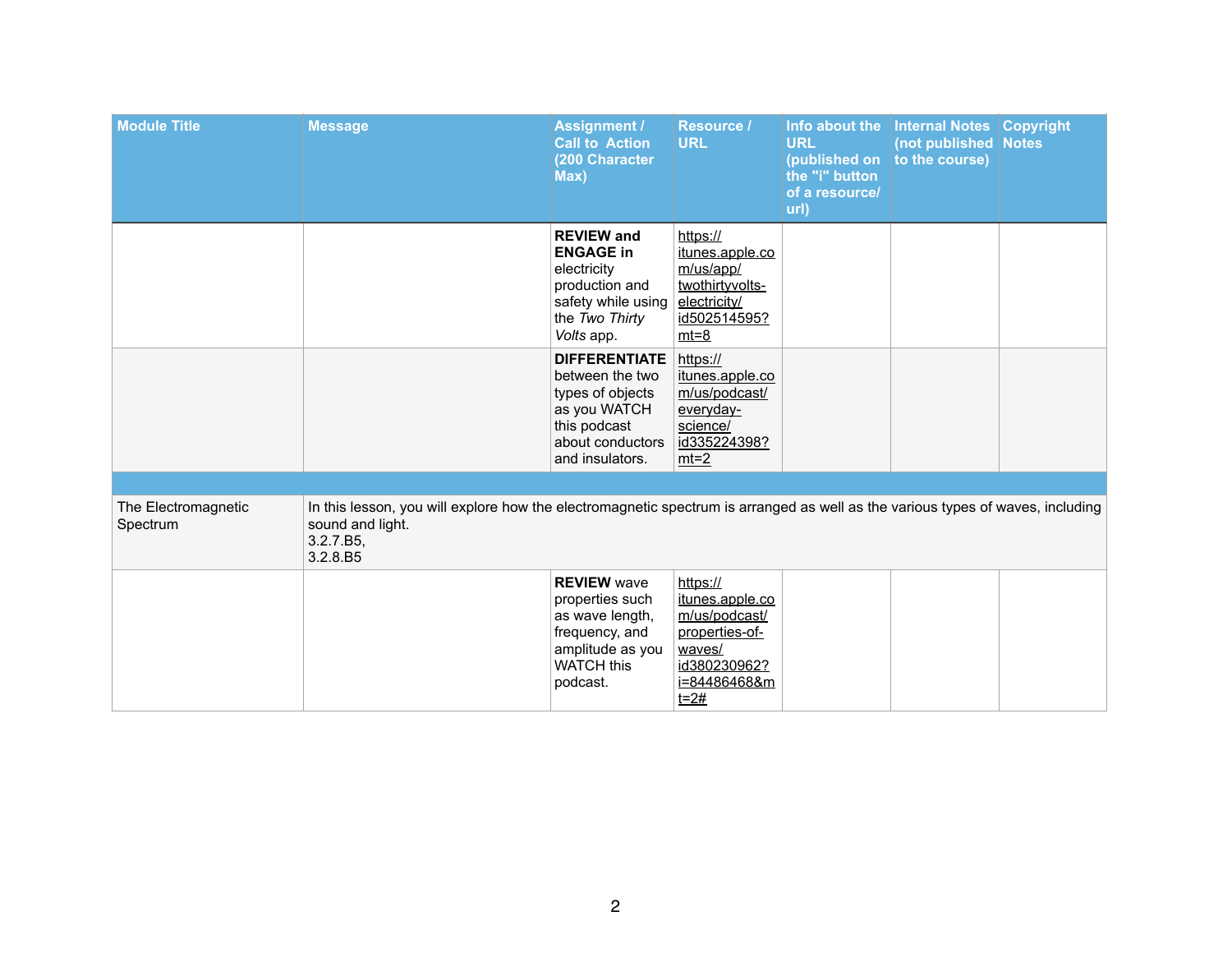| Module Title | Message | Assignment / Call to Action (200 Character Max) | Resource / URL | Info about the URL (published on the "i" button of a resource/ url) | Internal Notes (not published to the course) | Copyright Notes |
|---|---|---|---|---|---|---|
| | | **REVIEW and ENGAGE in** electricity production and safety while using the *Two Thirty Volts* app. | https://itunes.apple.com/us/app/twothirtyvolts-electricity/id502514595?mt=8 | | | |
| | | **DIFFERENTIATE** between the two types of objects as you WATCH this podcast about conductors and insulators. | https://itunes.apple.com/us/podcast/everyday-science/id335224398?mt=2 | | | |
| | | | | | | |
| The Electromagnetic Spectrum | In this lesson, you will explore how the electromagnetic spectrum is arranged as well as the various types of waves, including sound and light.<br>3.2.7.B5,<br>3.2.8.B5 | | | | | |
| | | **REVIEW** wave properties such as wave length, frequency, and amplitude as you WATCH this podcast. | https://itunes.apple.com/us/podcast/properties-of-waves/id380230962?i=84486468&mt=2# | | | |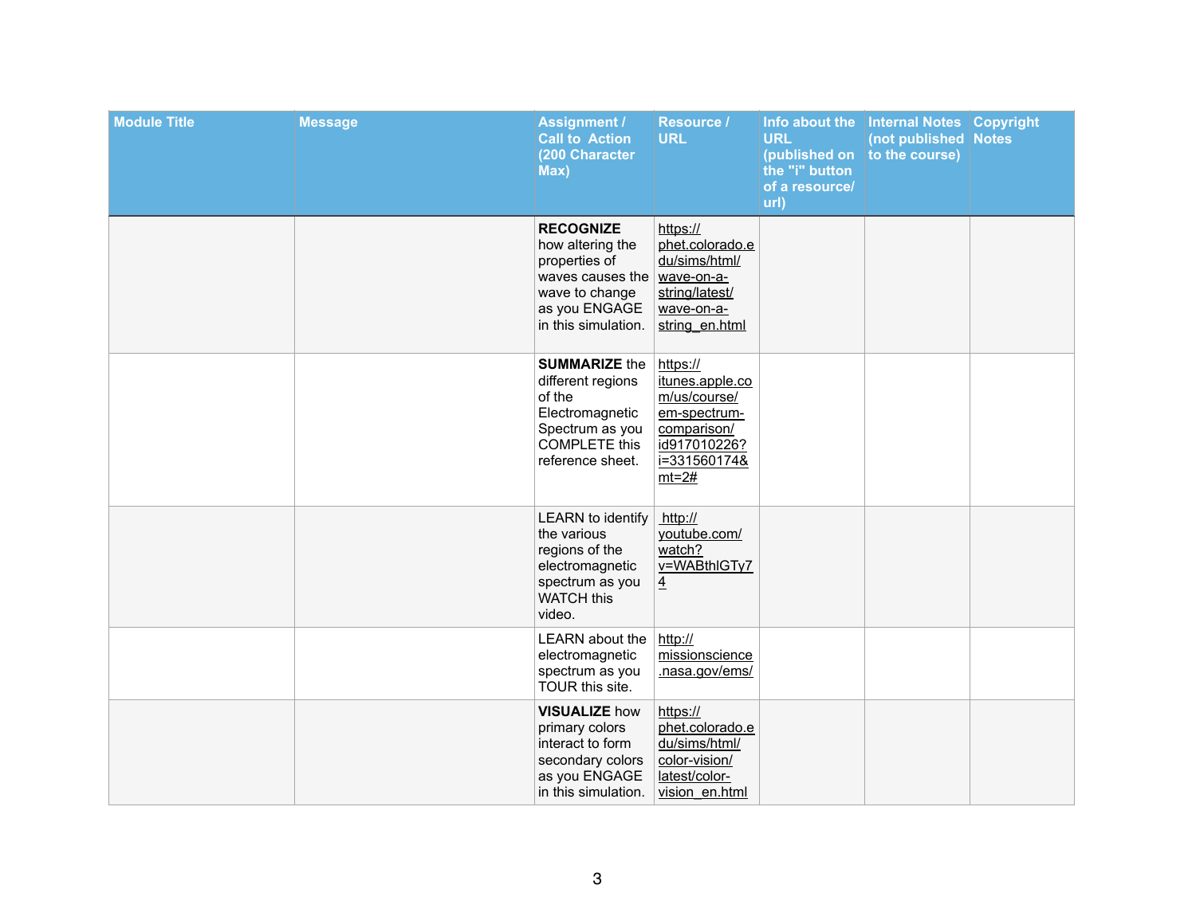| Module Title | Message | Assignment / Call to Action (200 Character Max) | Resource / URL | Info about the URL (published on the "i" button of a resource/ url) | Internal Notes (not published to the course) | Copyright Notes |
|---|---|---|---|---|---|---|
| | | **RECOGNIZE** how altering the properties of waves causes the wave to change as you ENGAGE in this simulation. | https://phet.colorado.edu/sims/html/wave-on-a-string/latest/wave-on-a-string_en.html | | | |
| | | **SUMMARIZE** the different regions of the Electromagnetic Spectrum as you COMPLETE this reference sheet. | https://itunes.apple.com/us/course/em-spectrum-comparison/id917010226?i=331560174&mt=2# | | | |
| | | LEARN to identify the various regions of the electromagnetic spectrum as you WATCH this video. | http://youtube.com/watch?v=WABthlGTy74 | | | |
| | | LEARN about the electromagnetic spectrum as you TOUR this site. | http://missionscience.nasa.gov/ems/ | | | |
| | | **VISUALIZE** how primary colors interact to form secondary colors as you ENGAGE in this simulation. | https://phet.colorado.edu/sims/html/color-vision/latest/color-vision_en.html | | | |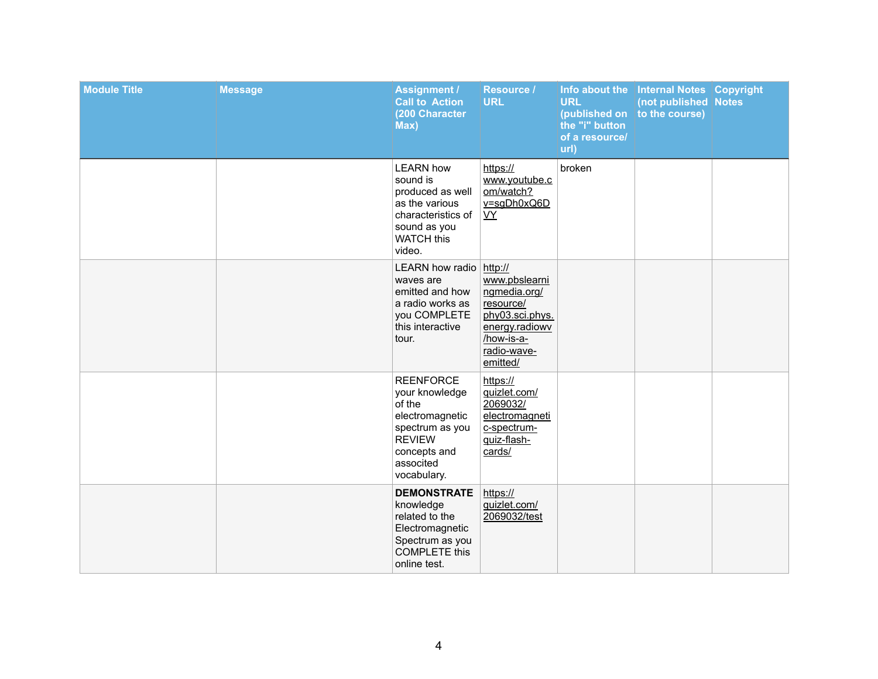| Module Title | Message | Assignment / Call to Action (200 Character Max) | Resource / URL | Info about the URL (published on the "i" button of a resource/ url) | Internal Notes (not published to the course) | Copyright Notes |
|---|---|---|---|---|---|---|
| | | LEARN how sound is produced as well as the various characteristics of sound as you WATCH this video. | https://www.youtube.com/watch?v=sgDh0xQ6DVY | broken | | |
| | | LEARN how radio waves are emitted and how a radio works as you COMPLETE this interactive tour. | http://www.pbslearningmedia.org/resource/phy03.sci.phys.energy.radiowv/how-is-a-radio-wave-emitted/ | | | |
| | | REENFORCE your knowledge of the electromagnetic spectrum as you REVIEW concepts and associted vocabulary. | https://quizlet.com/2069032/electromagnetic-spectrum-quiz-flash-cards/ | | | |
| | | **DEMONSTRATE** knowledge related to the Electromagnetic Spectrum as you COMPLETE this online test. | https://quizlet.com/2069032/test | | | |